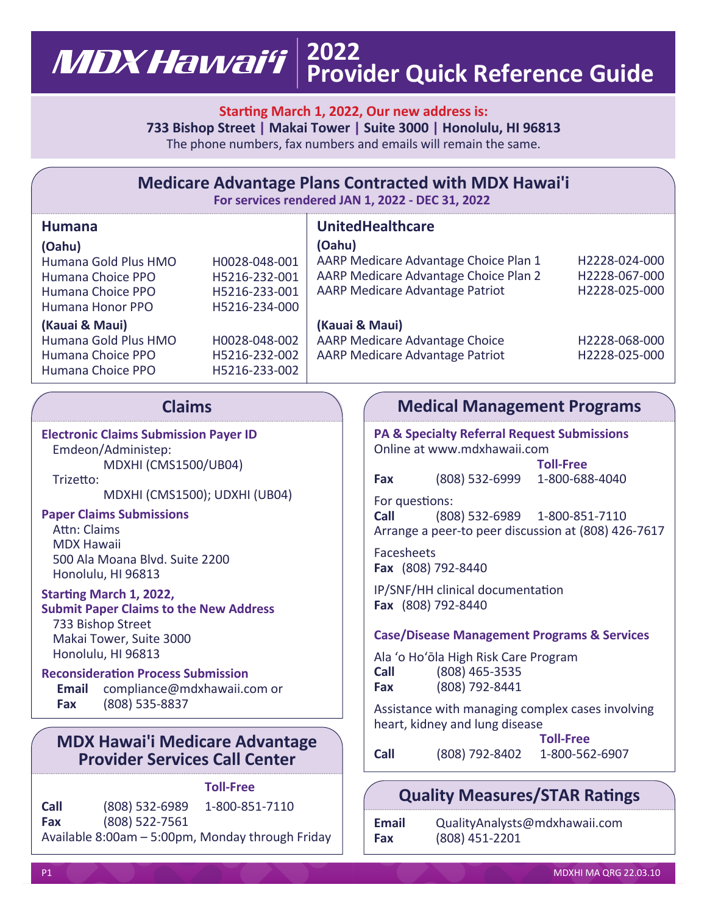# MDX Hawai'i 2022 Provider Quick Reference Guide

**Starting March 1, 2022, Our new address is:**
**733 Bishop Street | Makai Tower | Suite 3000 | Honolulu, HI 96813**
The phone numbers, fax numbers and emails will remain the same.

## Medicare Advantage Plans Contracted with MDX Hawai'i

**For services rendered JAN 1, 2022 - DEC 31, 2022**

### Humana

**(Oahu)**

| Plan | Contract |
|---|---|
| Humana Gold Plus HMO | H0028-048-001 |
| Humana Choice PPO | H5216-232-001 |
| Humana Choice PPO | H5216-233-001 |
| Humana Honor PPO | H5216-234-000 |

**(Kauai & Maui)**

| Plan | Contract |
|---|---|
| Humana Gold Plus HMO | H0028-048-002 |
| Humana Choice PPO | H5216-232-002 |
| Humana Choice PPO | H5216-233-002 |

### UnitedHealthcare

**(Oahu)**

| Plan | Contract |
|---|---|
| AARP Medicare Advantage Choice Plan 1 | H2228-024-000 |
| AARP Medicare Advantage Choice Plan 2 | H2228-067-000 |
| AARP Medicare Advantage Patriot | H2228-025-000 |

**(Kauai & Maui)**

| Plan | Contract |
|---|---|
| AARP Medicare Advantage Choice | H2228-068-000 |
| AARP Medicare Advantage Patriot | H2228-025-000 |

## Claims

**Electronic Claims Submission Payer ID**

Emdeon/Administep:
MDXHI (CMS1500/UB04)

Trizetto:
MDXHI (CMS1500); UDXHI (UB04)

**Paper Claims Submissions**

Attn: Claims
MDX Hawaii
500 Ala Moana Blvd. Suite 2200
Honolulu, HI 96813

**Starting March 1, 2022, Submit Paper Claims to the New Address**

733 Bishop Street
Makai Tower, Suite 3000
Honolulu, HI 96813

**Reconsideration Process Submission**

**Email** compliance@mdxhawaii.com or
**Fax** (808) 535-8837

## MDX Hawai'i Medicare Advantage Provider Services Call Center

| | | Toll-Free |
|---|---|---|
| **Call** | (808) 532-6989 | 1-800-851-7110 |
| **Fax** | (808) 522-7561 | |

Available 8:00am – 5:00pm, Monday through Friday

## Medical Management Programs

**PA & Specialty Referral Request Submissions**

Online at www.mdxhawaii.com

| | | Toll-Free |
|---|---|---|
| **Fax** | (808) 532-6999 | 1-800-688-4040 |

For questions:

| | | |
|---|---|---|
| **Call** | (808) 532-6989 | 1-800-851-7110 |

Arrange a peer-to peer discussion at (808) 426-7617

Facesheets
**Fax** (808) 792-8440

IP/SNF/HH clinical documentation
**Fax** (808) 792-8440

**Case/Disease Management Programs & Services**

Ala ʻo Hoʻōla High Risk Care Program
**Call** (808) 465-3535
**Fax** (808) 792-8441

Assistance with managing complex cases involving heart, kidney and lung disease

| | | Toll-Free |
|---|---|---|
| **Call** | (808) 792-8402 | 1-800-562-6907 |

## Quality Measures/STAR Ratings

**Email** QualityAnalysts@mdxhawaii.com
**Fax** (808) 451-2201

MDXHI MA QRG 22.03.10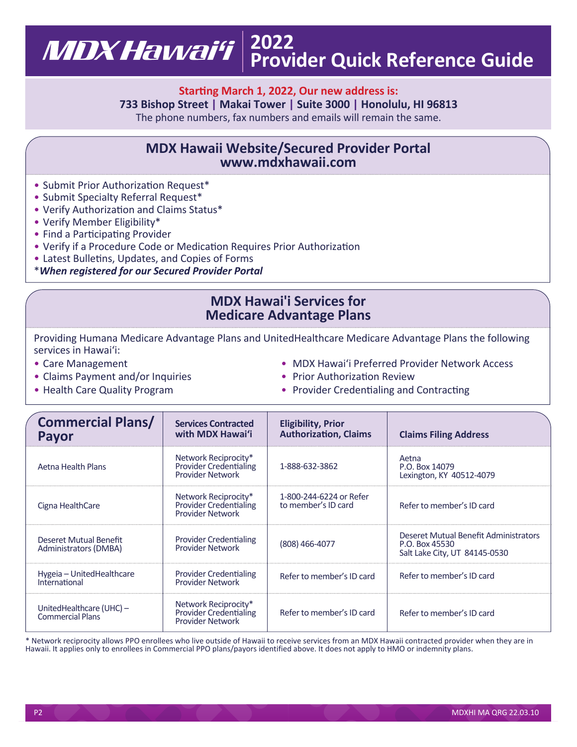# MDX Hawai'i 2022 Provider Quick Reference Guide

**Starting March 1, 2022, Our new address is:**

**733 Bishop Street | Makai Tower | Suite 3000 | Honolulu, HI 96813**

The phone numbers, fax numbers and emails will remain the same.

## MDX Hawaii Website/Secured Provider Portal
## www.mdxhawaii.com

- Submit Prior Authorization Request*
- Submit Specialty Referral Request*
- Verify Authorization and Claims Status*
- Verify Member Eligibility*
- Find a Participating Provider
- Verify if a Procedure Code or Medication Requires Prior Authorization
- Latest Bulletins, Updates, and Copies of Forms

**\****When registered for our Secured Provider Portal***

## MDX Hawai'i Services for Medicare Advantage Plans

Providing Humana Medicare Advantage Plans and UnitedHealthcare Medicare Advantage Plans the following services in Hawai'i:

- Care Management
- Claims Payment and/or Inquiries
- Health Care Quality Program
- MDX Hawai'i Preferred Provider Network Access
- Prior Authorization Review
- Provider Credentialing and Contracting

| Commercial Plans/ Payor | Services Contracted with MDX Hawai'i | Eligibility, Prior Authorization, Claims | Claims Filing Address |
|---|---|---|---|
| Aetna Health Plans | Network Reciprocity*<br>Provider Credentialing<br>Provider Network | 1-888-632-3862 | Aetna<br>P.O. Box 14079<br>Lexington, KY 40512-4079 |
| Cigna HealthCare | Network Reciprocity*<br>Provider Credentialing<br>Provider Network | 1-800-244-6224 or Refer to member's ID card | Refer to member's ID card |
| Deseret Mutual Benefit Administrators (DMBA) | Provider Credentialing<br>Provider Network | (808) 466-4077 | Deseret Mutual Benefit Administrators<br>P.O. Box 45530<br>Salt Lake City, UT 84145-0530 |
| Hygeia – UnitedHealthcare International | Provider Credentialing<br>Provider Network | Refer to member's ID card | Refer to member's ID card |
| UnitedHealthcare (UHC) – Commercial Plans | Network Reciprocity*<br>Provider Credentialing<br>Provider Network | Refer to member's ID card | Refer to member's ID card |

\* Network reciprocity allows PPO enrollees who live outside of Hawaii to receive services from an MDX Hawaii contracted provider when they are in Hawaii. It applies only to enrollees in Commercial PPO plans/payors identified above. It does not apply to HMO or indemnity plans.

MDXHI MA QRG 22.03.10